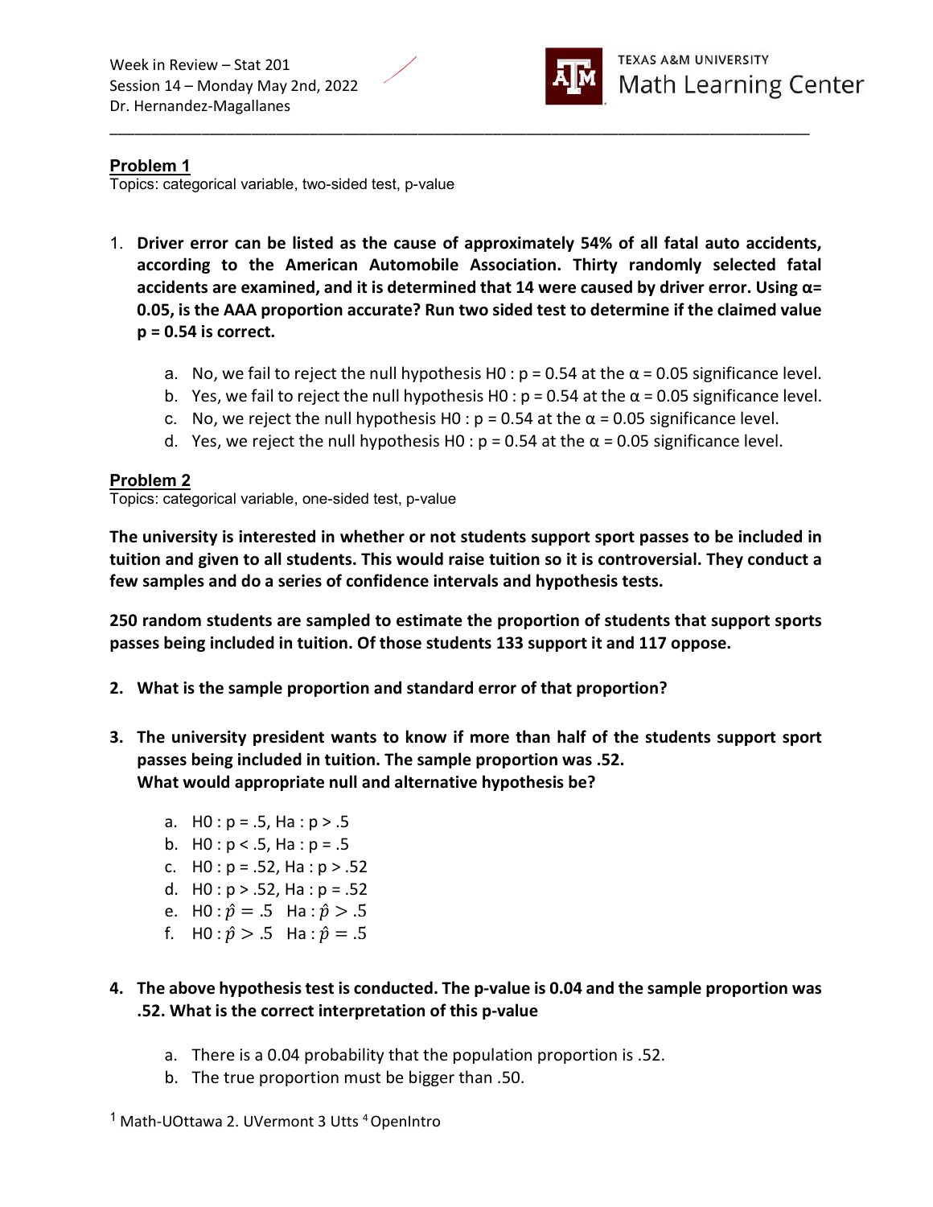Week in Review – Stat 201
Session 14 – Monday May 2nd, 2022
Dr. Hernandez-Magallanes

TEXAS A&M UNIVERSITY
Math Learning Center

---

## Problem 1

Topics: categorical variable, two-sided test, p-value

1. **Driver error can be listed as the cause of approximately 54% of all fatal auto accidents, according to the American Automobile Association. Thirty randomly selected fatal accidents are examined, and it is determined that 14 were caused by driver error. Using α= 0.05, is the AAA proportion accurate? Run two sided test to determine if the claimed value p = 0.54 is correct.**

   a. No, we fail to reject the null hypothesis H0 : p = 0.54 at the α = 0.05 significance level.
   b. Yes, we fail to reject the null hypothesis H0 : p = 0.54 at the α = 0.05 significance level.
   c. No, we reject the null hypothesis H0 : p = 0.54 at the α = 0.05 significance level.
   d. Yes, we reject the null hypothesis H0 : p = 0.54 at the α = 0.05 significance level.

## Problem 2

Topics: categorical variable, one-sided test, p-value

**The university is interested in whether or not students support sport passes to be included in tuition and given to all students. This would raise tuition so it is controversial. They conduct a few samples and do a series of confidence intervals and hypothesis tests.**

**250 random students are sampled to estimate the proportion of students that support sports passes being included in tuition. Of those students 133 support it and 117 oppose.**

2. **What is the sample proportion and standard error of that proportion?**

3. **The university president wants to know if more than half of the students support sport passes being included in tuition. The sample proportion was .52. What would appropriate null and alternative hypothesis be?**

   a. H0 : p = .5, Ha : p > .5
   b. H0 : p < .5, Ha : p = .5
   c. H0 : p = .52, Ha : p > .52
   d. H0 : p > .52, Ha : p = .52
   e. H0 : $\hat{p} = .5$  Ha : $\hat{p} > .5$
   f. H0 : $\hat{p} > .5$  Ha : $\hat{p} = .5$

4. **The above hypothesis test is conducted. The p-value is 0.04 and the sample proportion was .52. What is the correct interpretation of this p-value**

   a. There is a 0.04 probability that the population proportion is .52.
   b. The true proportion must be bigger than .50.

[1] Math-UOttawa 2. UVermont 3 Utts [4] OpenIntro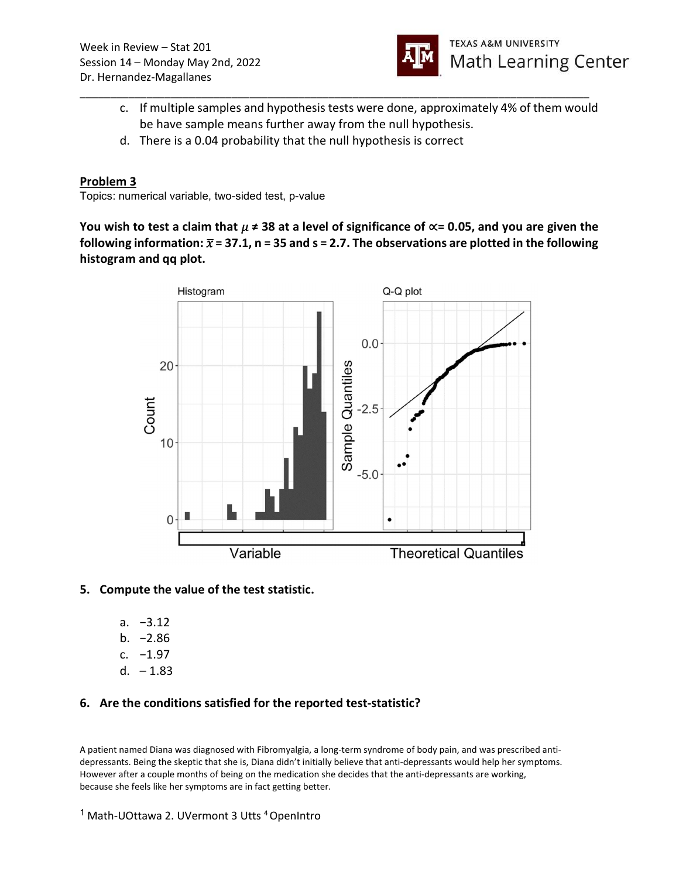c. If multiple samples and hypothesis tests were done, approximately 4% of them would be have sample means further away from the null hypothesis.

d. There is a 0.04 probability that the null hypothesis is correct

## Problem 3

Topics: numerical variable, two-sided test, p-value

**You wish to test a claim that $\mu \neq 38$ at a level of significance of $\propto = 0.05$, and you are given the following information: $\bar{x} = 37.1$, n = 35 and s = 2.7. The observations are plotted in the following histogram and qq plot.**

**5. Compute the value of the test statistic.**

a. −3.12
b. −2.86
c. −1.97
d. – 1.83

**6. Are the conditions satisfied for the reported test-statistic?**

A patient named Diana was diagnosed with Fibromyalgia, a long-term syndrome of body pain, and was prescribed anti-depressants. Being the skeptic that she is, Diana didn't initially believe that anti-depressants would help her symptoms. However after a couple months of being on the medication she decides that the anti-depressants are working, because she feels like her symptoms are in fact getting better.

[1] Math-UOttawa 2. UVermont 3 Utts [4] OpenIntro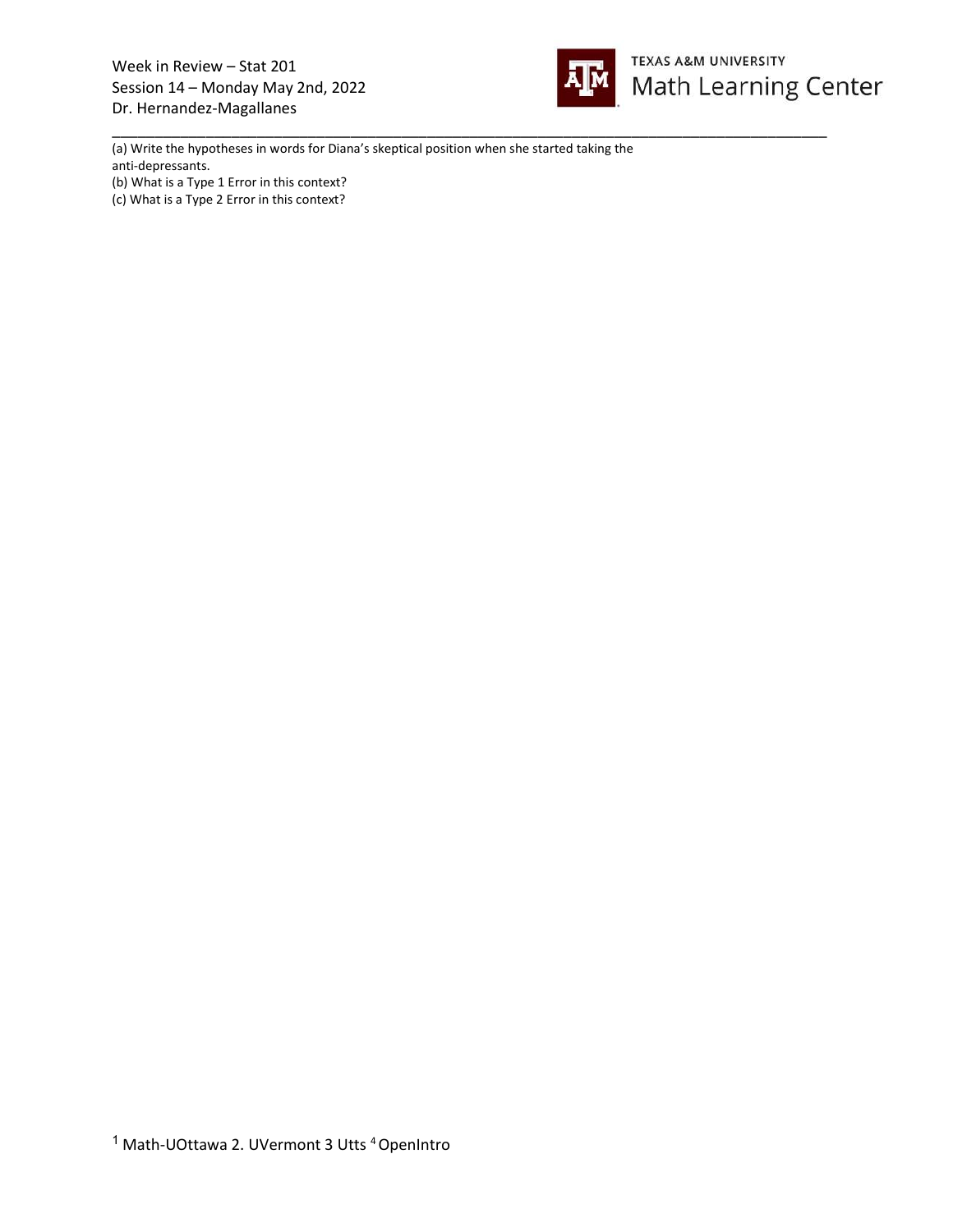(a) Write the hypotheses in words for Diana's skeptical position when she started taking the anti-depressants.

(b) What is a Type 1 Error in this context?

(c) What is a Type 2 Error in this context?

[1] Math-UOttawa 2. UVermont 3 Utts [4] OpenIntro